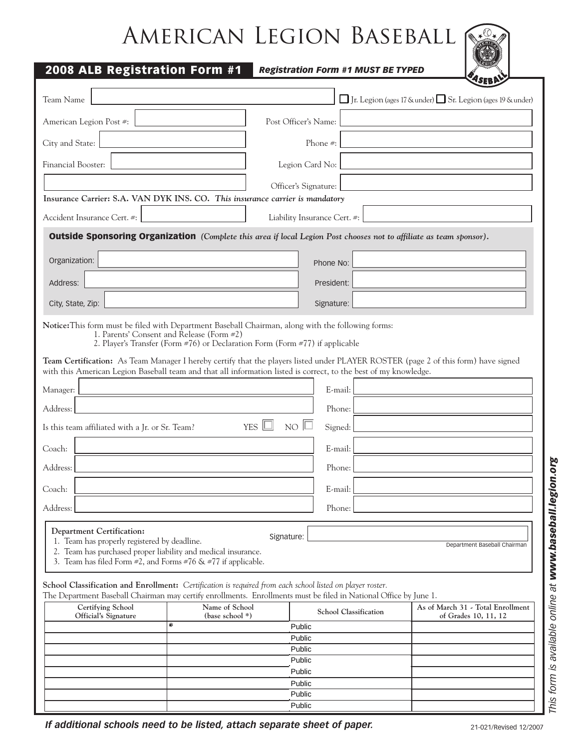# AMERICAN LEGION BASEBALL

## 2008 ALB Registration Form #1

***Registration Form #1 MUST BE TYPED***

Team Name: ______ ☐ Jr. Legion (ages 17 & under) ☐ Sr. Legion (ages 19 & under)

American Legion Post #: ______ Post Officer's Name: ______

City and State: ______ Phone #: ______

Financial Booster: ______ Legion Card No: ______

______ Officer's Signature: ______

**Insurance Carrier: S.A. VAN DYK INS. CO.** ***This insurance carrier is mandatory***

Accident Insurance Cert. #: ______ Liability Insurance Cert. #: ______

### Outside Sponsoring Organization *(Complete this area if local Legion Post chooses not to affiliate as team sponsor).*

Organization: ______ Phone No: ______

Address: ______ President: ______

City, State, Zip: ______ Signature: ______

**Notice:** This form must be filed with Department Baseball Chairman, along with the following forms:

1. Parents' Consent and Release (Form #2)
2. Player's Transfer (Form #76) or Declaration Form (Form #77) if applicable

**Team Certification:** As Team Manager I hereby certify that the players listed under PLAYER ROSTER (page 2 of this form) have signed with this American Legion Baseball team and that all information listed is correct, to the best of my knowledge.

Manager: ______ E-mail: ______

Address: ______ Phone: ______

Is this team affiliated with a Jr. or Sr. Team? YES ☐ NO ☐ Signed: ______

Coach: ______ E-mail: ______

Address: ______ Phone: ______

Coach: ______ E-mail: ______

Address: ______ Phone: ______

**Department Certification:**

1. Team has properly registered by deadline.
2. Team has purchased proper liability and medical insurance.
3. Team has filed Form #2, and Forms #76 & #77 if applicable.

Signature: ______ Department Baseball Chairman

**School Classification and Enrollment:** *Certification is required from each school listed on player roster.*
The Department Baseball Chairman may certify enrollments. Enrollments must be filed in National Office by June 1.

| Certifying School Official's Signature | Name of School (base school *) | School Classification | As of March 31 - Total Enrollment of Grades 10, 11, 12 |
|---|---|---|---|
| | * | Public | |
| | | Public | |
| | | Public | |
| | | Public | |
| | | Public | |
| | | Public | |
| | | Public | |
| | | Public | |

***If additional schools need to be listed, attach separate sheet of paper.***

21-021/Revised 12/2007

*This form is available online at **www.baseball.legion.org***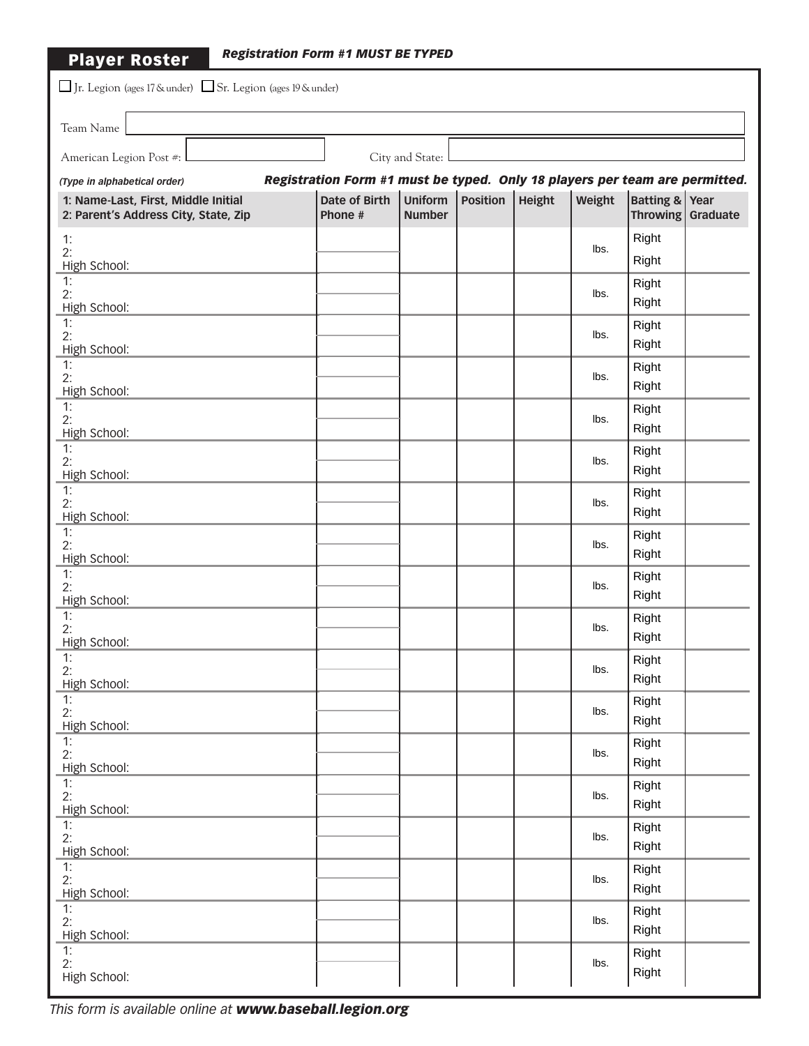## Player Roster

***Registration Form #1 MUST BE TYPED***

☐ Jr. Legion (ages 17 & under) ☐ Sr. Legion (ages 19 & under)

Team Name

American Legion Post #: City and State:

*(Type in alphabetical order)* ***Registration Form #1 must be typed. Only 18 players per team are permitted.***

| 1: Name-Last, First, Middle Initial<br>2: Parent's Address City, State, Zip | Date of Birth<br>Phone # | Uniform Number | Position | Height | Weight | Batting & Throwing | Year Graduate |
|---|---|---|---|---|---|---|---|
| 1:<br>2:<br>High School: | | | | | lbs. | Right<br>Right | |
| 1:<br>2:<br>High School: | | | | | lbs. | Right<br>Right | |
| 1:<br>2:<br>High School: | | | | | lbs. | Right<br>Right | |
| 1:<br>2:<br>High School: | | | | | lbs. | Right<br>Right | |
| 1:<br>2:<br>High School: | | | | | lbs. | Right<br>Right | |
| 1:<br>2:<br>High School: | | | | | lbs. | Right<br>Right | |
| 1:<br>2:<br>High School: | | | | | lbs. | Right<br>Right | |
| 1:<br>2:<br>High School: | | | | | lbs. | Right<br>Right | |
| 1:<br>2:<br>High School: | | | | | lbs. | Right<br>Right | |
| 1:<br>2:<br>High School: | | | | | lbs. | Right<br>Right | |
| 1:<br>2:<br>High School: | | | | | lbs. | Right<br>Right | |
| 1:<br>2:<br>High School: | | | | | lbs. | Right<br>Right | |
| 1:<br>2:<br>High School: | | | | | lbs. | Right<br>Right | |
| 1:<br>2:<br>High School: | | | | | lbs. | Right<br>Right | |
| 1:<br>2:<br>High School: | | | | | lbs. | Right<br>Right | |
| 1:<br>2:<br>High School: | | | | | lbs. | Right<br>Right | |
| 1:<br>2:<br>High School: | | | | | lbs. | Right<br>Right | |
| 1:<br>2:<br>High School: | | | | | lbs. | Right<br>Right | |

*This form is available online at* ***www.baseball.legion.org***